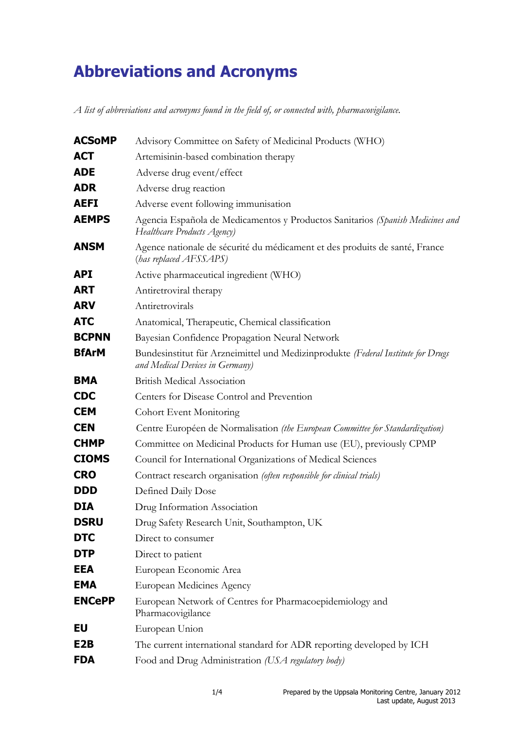# Abbreviations and Acronyms

*A list of abbreviations and acronyms found in the field of, or connected with, pharmacovigilance.*

| | |
|---|---|
| **ACSoMP** | Advisory Committee on Safety of Medicinal Products (WHO) |
| **ACT** | Artemisinin-based combination therapy |
| **ADE** | Adverse drug event/effect |
| **ADR** | Adverse drug reaction |
| **AEFI** | Adverse event following immunisation |
| **AEMPS** | Agencia Española de Medicamentos y Productos Sanitarios *(Spanish Medicines and Healthcare Products Agency)* |
| **ANSM** | Agence nationale de sécurité du médicament et des produits de santé, France *(has replaced AFSSAPS)* |
| **API** | Active pharmaceutical ingredient (WHO) |
| **ART** | Antiretroviral therapy |
| **ARV** | Antiretrovirals |
| **ATC** | Anatomical, Therapeutic, Chemical classification |
| **BCPNN** | Bayesian Confidence Propagation Neural Network |
| **BfArM** | Bundesinstitut für Arzneimittel und Medizinprodukte *(Federal Institute for Drugs and Medical Devices in Germany)* |
| **BMA** | British Medical Association |
| **CDC** | Centers for Disease Control and Prevention |
| **CEM** | Cohort Event Monitoring |
| **CEN** | Centre Européen de Normalisation *(the European Committee for Standardization)* |
| **CHMP** | Committee on Medicinal Products for Human use (EU), previously CPMP |
| **CIOMS** | Council for International Organizations of Medical Sciences |
| **CRO** | Contract research organisation *(often responsible for clinical trials)* |
| **DDD** | Defined Daily Dose |
| **DIA** | Drug Information Association |
| **DSRU** | Drug Safety Research Unit, Southampton, UK |
| **DTC** | Direct to consumer |
| **DTP** | Direct to patient |
| **EEA** | European Economic Area |
| **EMA** | European Medicines Agency |
| **ENCePP** | European Network of Centres for Pharmacoepidemiology and Pharmacovigilance |
| **EU** | European Union |
| **E2B** | The current international standard for ADR reporting developed by ICH |
| **FDA** | Food and Drug Administration *(USA regulatory body)* |

Prepared by the Uppsala Monitoring Centre, January 2012
Last update, August 2013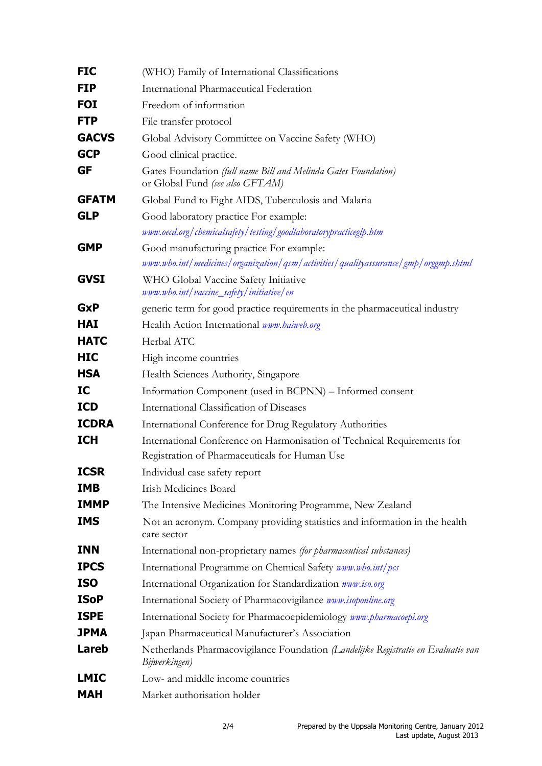| | |
|---|---|
| **FIC** | (WHO) Family of International Classifications |
| **FIP** | International Pharmaceutical Federation |
| **FOI** | Freedom of information |
| **FTP** | File transfer protocol |
| **GACVS** | Global Advisory Committee on Vaccine Safety (WHO) |
| **GCP** | Good clinical practice. |
| **GF** | Gates Foundation *(full name Bill and Melinda Gates Foundation)* or Global Fund *(see also GFTAM)* |
| **GFATM** | Global Fund to Fight AIDS, Tuberculosis and Malaria |
| **GLP** | Good laboratory practice For example: *www.oecd.org/chemicalsafety/testing/goodlaboratorypracticeglp.htm* |
| **GMP** | Good manufacturing practice For example: *www.who.int/medicines/organization/qsm/activities/qualityassurance/gmp/orggmp.shtml* |
| **GVSI** | WHO Global Vaccine Safety Initiative *www.who.int/vaccine_safety/initiative/en* |
| **GxP** | generic term for good practice requirements in the pharmaceutical industry |
| **HAI** | Health Action International *www.haiweb.org* |
| **HATC** | Herbal ATC |
| **HIC** | High income countries |
| **HSA** | Health Sciences Authority, Singapore |
| **IC** | Information Component (used in BCPNN) – Informed consent |
| **ICD** | International Classification of Diseases |
| **ICDRA** | International Conference for Drug Regulatory Authorities |
| **ICH** | International Conference on Harmonisation of Technical Requirements for Registration of Pharmaceuticals for Human Use |
| **ICSR** | Individual case safety report |
| **IMB** | Irish Medicines Board |
| **IMMP** | The Intensive Medicines Monitoring Programme, New Zealand |
| **IMS** | Not an acronym. Company providing statistics and information in the health care sector |
| **INN** | International non-proprietary names *(for pharmaceutical substances)* |
| **IPCS** | International Programme on Chemical Safety *www.who.int/pcs* |
| **ISO** | International Organization for Standardization *www.iso.org* |
| **ISoP** | International Society of Pharmacovigilance *www.isoponline.org* |
| **ISPE** | International Society for Pharmacoepidemiology *www.pharmacoepi.org* |
| **JPMA** | Japan Pharmaceutical Manufacturer's Association |
| **Lareb** | Netherlands Pharmacovigilance Foundation *(Landelijke Registratie en Evaluatie van Bijwerkingen)* |
| **LMIC** | Low- and middle income countries |
| **MAH** | Market authorisation holder |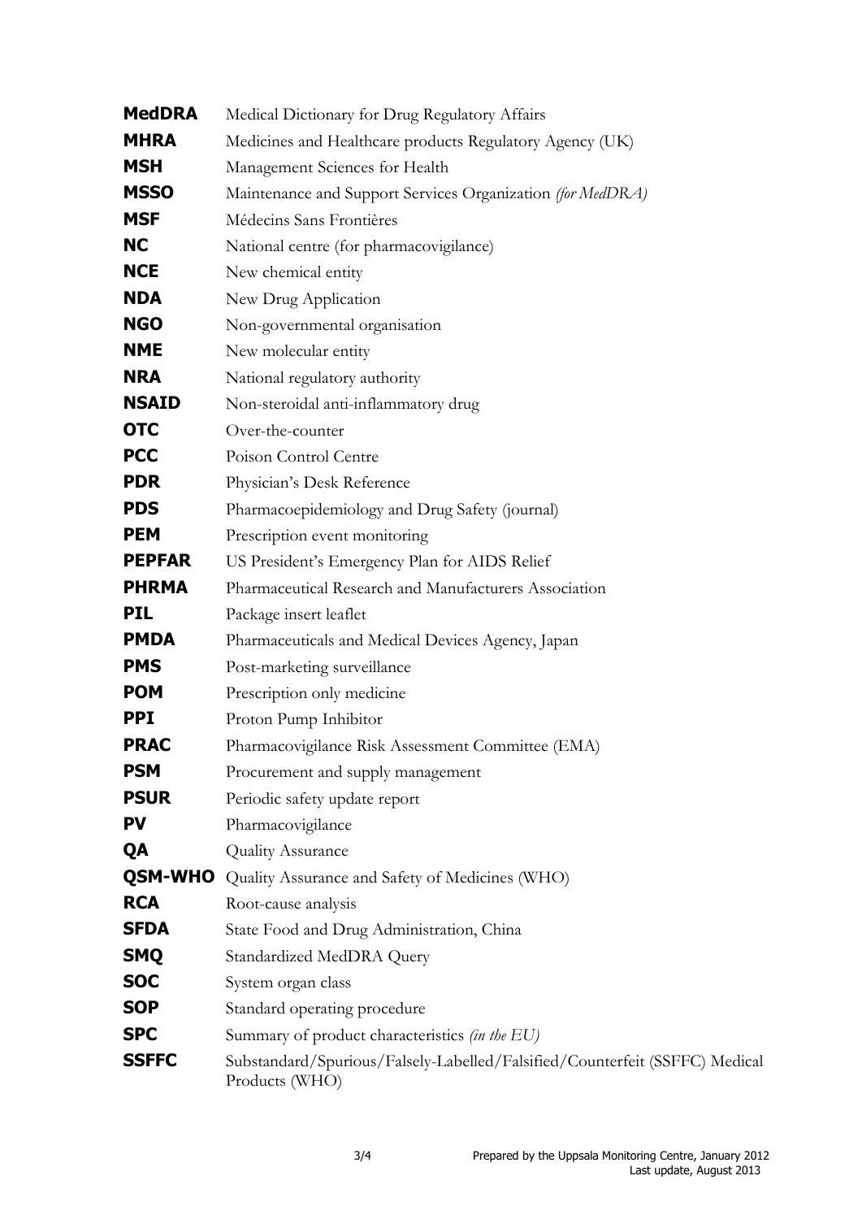| | |
|---|---|
| **MedDRA** | Medical Dictionary for Drug Regulatory Affairs |
| **MHRA** | Medicines and Healthcare products Regulatory Agency (UK) |
| **MSH** | Management Sciences for Health |
| **MSSO** | Maintenance and Support Services Organization *(for MedDRA)* |
| **MSF** | Médecins Sans Frontières |
| **NC** | National centre (for pharmacovigilance) |
| **NCE** | New chemical entity |
| **NDA** | New Drug Application |
| **NGO** | Non-governmental organisation |
| **NME** | New molecular entity |
| **NRA** | National regulatory authority |
| **NSAID** | Non-steroidal anti-inflammatory drug |
| **OTC** | Over-the-counter |
| **PCC** | Poison Control Centre |
| **PDR** | Physician's Desk Reference |
| **PDS** | Pharmacoepidemiology and Drug Safety (journal) |
| **PEM** | Prescription event monitoring |
| **PEPFAR** | US President's Emergency Plan for AIDS Relief |
| **PHRMA** | Pharmaceutical Research and Manufacturers Association |
| **PIL** | Package insert leaflet |
| **PMDA** | Pharmaceuticals and Medical Devices Agency, Japan |
| **PMS** | Post-marketing surveillance |
| **POM** | Prescription only medicine |
| **PPI** | Proton Pump Inhibitor |
| **PRAC** | Pharmacovigilance Risk Assessment Committee (EMA) |
| **PSM** | Procurement and supply management |
| **PSUR** | Periodic safety update report |
| **PV** | Pharmacovigilance |
| **QA** | Quality Assurance |
| **QSM-WHO** | Quality Assurance and Safety of Medicines (WHO) |
| **RCA** | Root-cause analysis |
| **SFDA** | State Food and Drug Administration, China |
| **SMQ** | Standardized MedDRA Query |
| **SOC** | System organ class |
| **SOP** | Standard operating procedure |
| **SPC** | Summary of product characteristics *(in the EU)* |
| **SSFFC** | Substandard/Spurious/Falsely-Labelled/Falsified/Counterfeit (SSFFC) Medical Products (WHO) |

Prepared by the Uppsala Monitoring Centre, January 2012
Last update, August 2013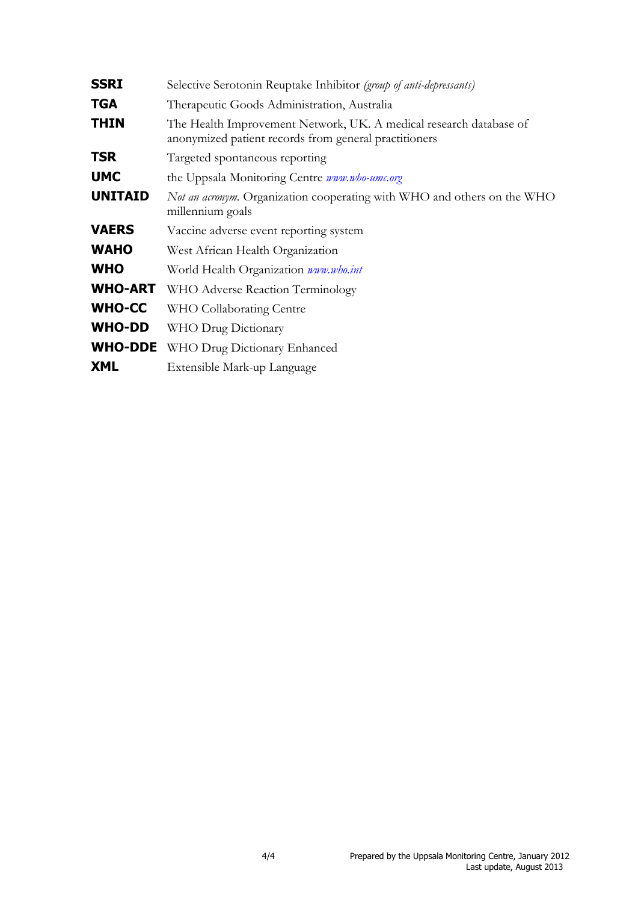| | |
|---|---|
| **SSRI** | Selective Serotonin Reuptake Inhibitor *(group of anti-depressants)* |
| **TGA** | Therapeutic Goods Administration, Australia |
| **THIN** | The Health Improvement Network, UK. A medical research database of anonymized patient records from general practitioners |
| **TSR** | Targeted spontaneous reporting |
| **UMC** | the Uppsala Monitoring Centre *www.who-umc.org* |
| **UNITAID** | *Not an acronym.* Organization cooperating with WHO and others on the WHO millennium goals |
| **VAERS** | Vaccine adverse event reporting system |
| **WAHO** | West African Health Organization |
| **WHO** | World Health Organization *www.who.int* |
| **WHO-ART** | WHO Adverse Reaction Terminology |
| **WHO-CC** | WHO Collaborating Centre |
| **WHO-DD** | WHO Drug Dictionary |
| **WHO-DDE** | WHO Drug Dictionary Enhanced |
| **XML** | Extensible Mark-up Language |

Prepared by the Uppsala Monitoring Centre, January 2012
Last update, August 2013